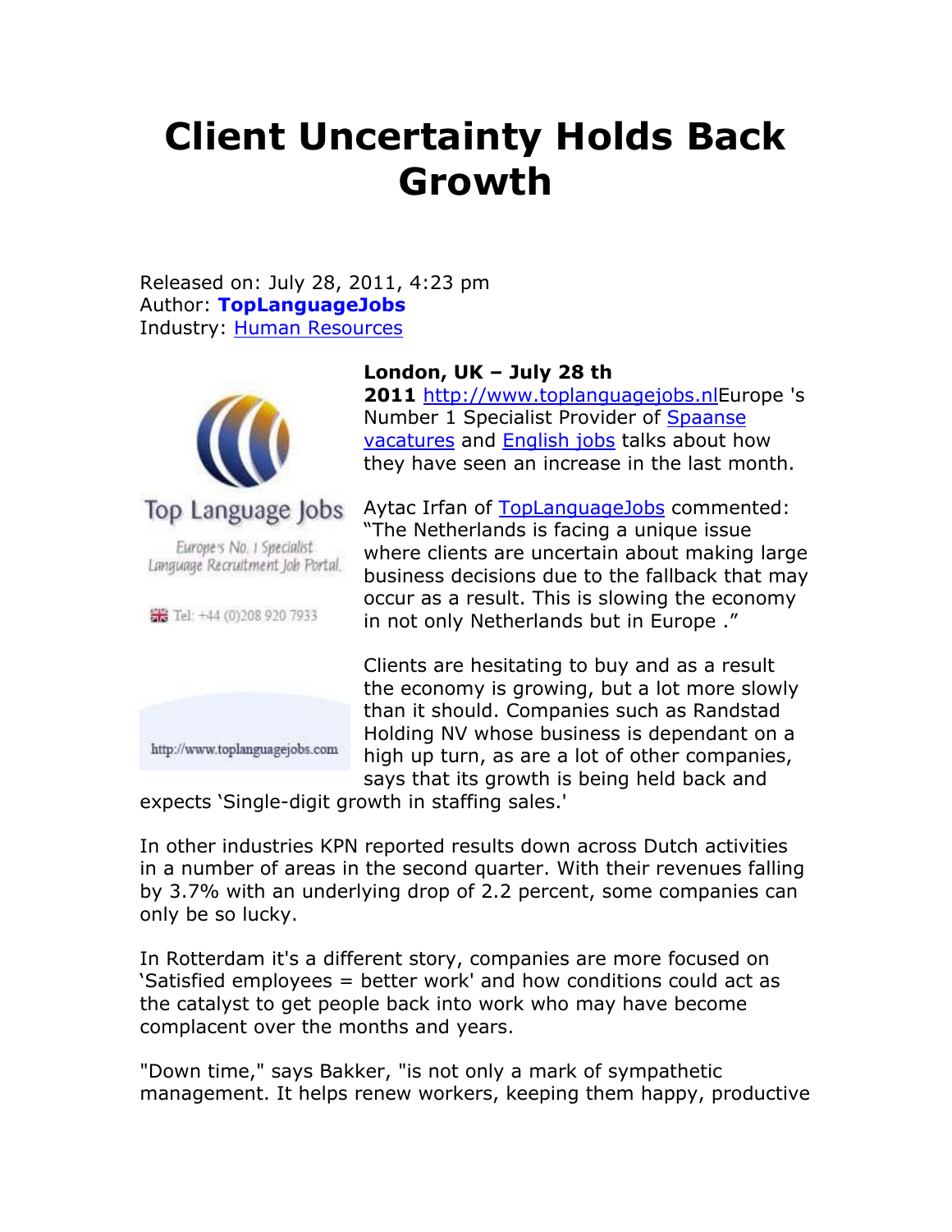# Client Uncertainty Holds Back Growth

Released on: July 28, 2011, 4:23 pm
Author: **TopLanguageJobs**
Industry: Human Resources

**London, UK – July 28 th 2011** http://www.toplanguagejobs.nlEurope 's Number 1 Specialist Provider of Spaanse vacatures and English jobs talks about how they have seen an increase in the last month.

Aytac Irfan of TopLanguageJobs commented: "The Netherlands is facing a unique issue where clients are uncertain about making large business decisions due to the fallback that may occur as a result. This is slowing the economy in not only Netherlands but in Europe ."

Clients are hesitating to buy and as a result the economy is growing, but a lot more slowly than it should. Companies such as Randstad Holding NV whose business is dependant on a high up turn, as are a lot of other companies, says that its growth is being held back and expects 'Single-digit growth in staffing sales.'

In other industries KPN reported results down across Dutch activities in a number of areas in the second quarter. With their revenues falling by 3.7% with an underlying drop of 2.2 percent, some companies can only be so lucky.

In Rotterdam it's a different story, companies are more focused on 'Satisfied employees = better work' and how conditions could act as the catalyst to get people back into work who may have become complacent over the months and years.

"Down time," says Bakker, "is not only a mark of sympathetic management. It helps renew workers, keeping them happy, productive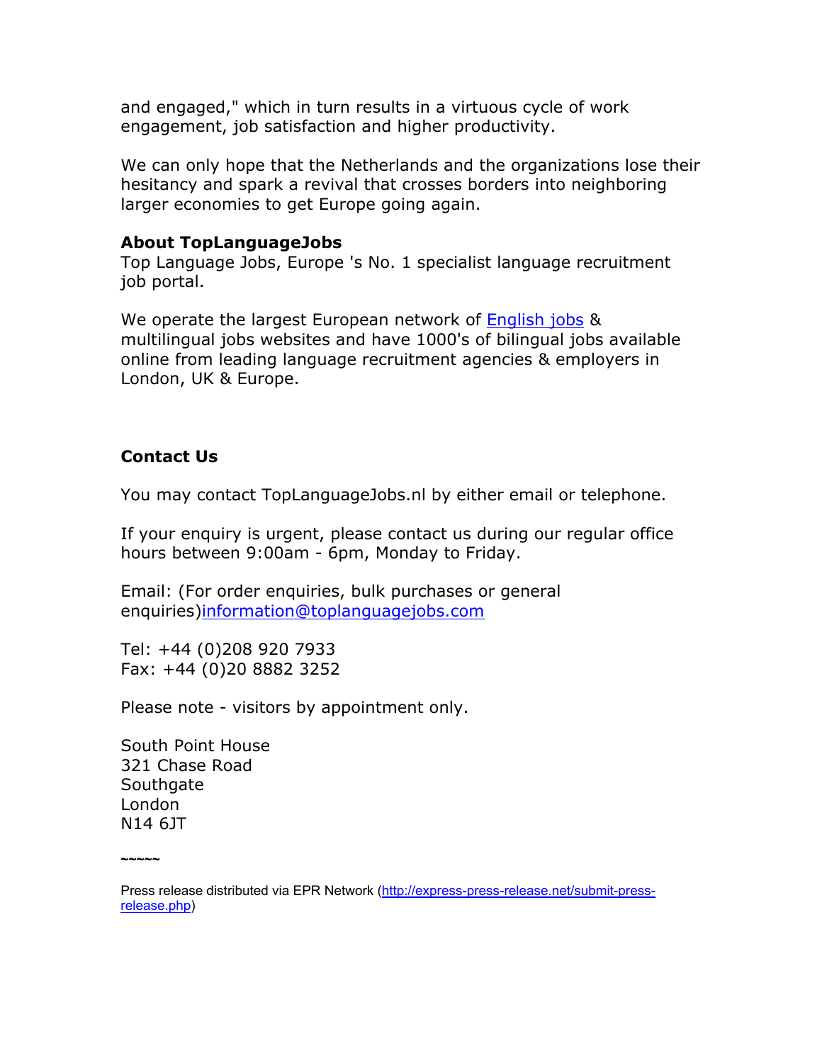and engaged," which in turn results in a virtuous cycle of work engagement, job satisfaction and higher productivity.

We can only hope that the Netherlands and the organizations lose their hesitancy and spark a revival that crosses borders into neighboring larger economies to get Europe going again.

**About TopLanguageJobs**
Top Language Jobs, Europe 's No. 1 specialist language recruitment job portal.

We operate the largest European network of English jobs & multilingual jobs websites and have 1000's of bilingual jobs available online from leading language recruitment agencies & employers in London, UK & Europe.

**Contact Us**

You may contact TopLanguageJobs.nl by either email or telephone.

If your enquiry is urgent, please contact us during our regular office hours between 9:00am - 6pm, Monday to Friday.

Email: (For order enquiries, bulk purchases or general enquiries)information@toplanguagejobs.com

Tel: +44 (0)208 920 7933
Fax: +44 (0)20 8882 3252

Please note - visitors by appointment only.

South Point House
321 Chase Road
Southgate
London
N14 6JT

~~~~~

Press release distributed via EPR Network (http://express-press-release.net/submit-press-release.php)